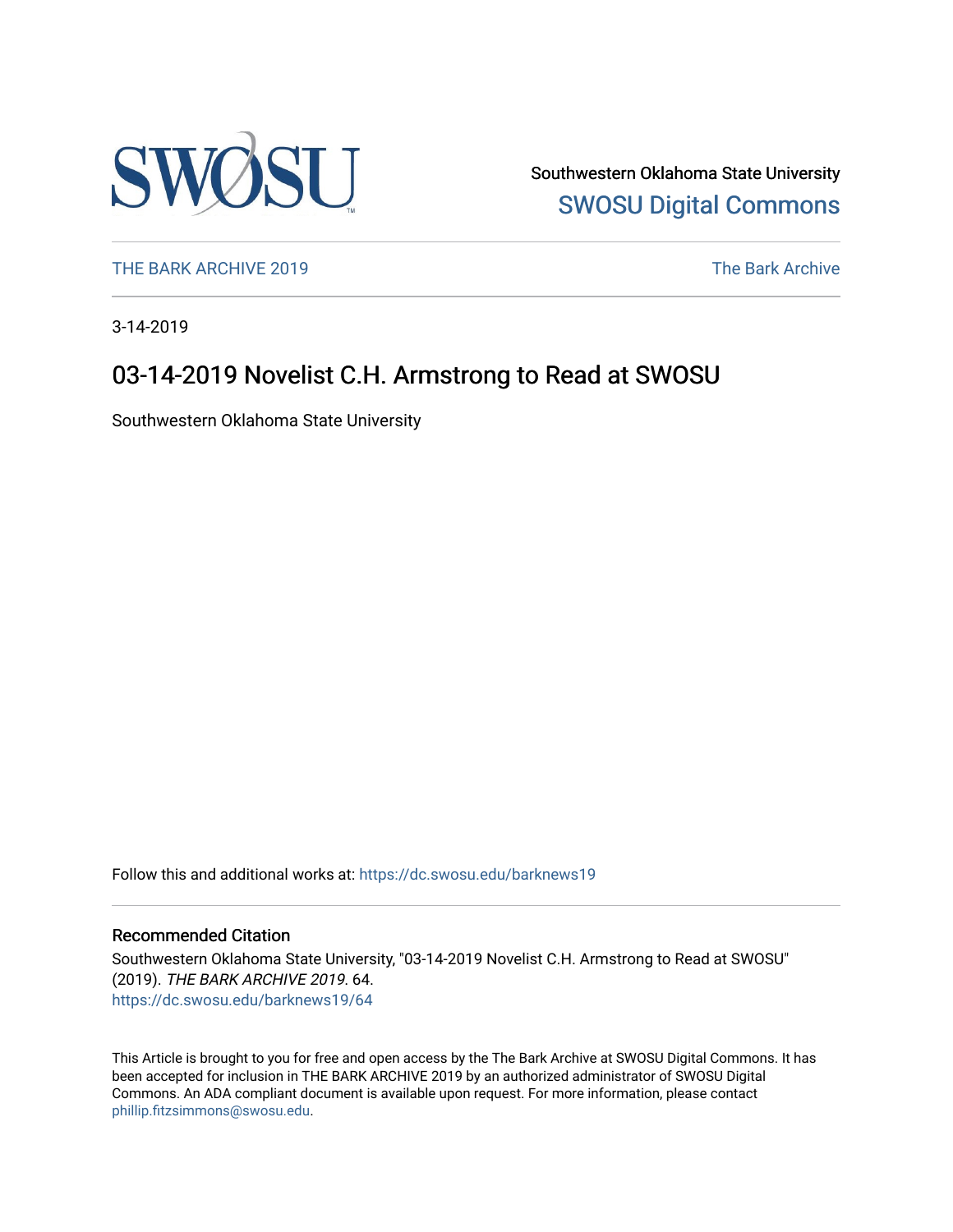Southwestern Oklahoma State University
SWOSU Digital Commons

THE BARK ARCHIVE 2019 — The Bark Archive

3-14-2019

# 03-14-2019 Novelist C.H. Armstrong to Read at SWOSU

Southwestern Oklahoma State University

Follow this and additional works at: https://dc.swosu.edu/barknews19

## Recommended Citation

Southwestern Oklahoma State University, "03-14-2019 Novelist C.H. Armstrong to Read at SWOSU" (2019). *THE BARK ARCHIVE 2019*. 64.
https://dc.swosu.edu/barknews19/64

This Article is brought to you for free and open access by the The Bark Archive at SWOSU Digital Commons. It has been accepted for inclusion in THE BARK ARCHIVE 2019 by an authorized administrator of SWOSU Digital Commons. An ADA compliant document is available upon request. For more information, please contact phillip.fitzsimmons@swosu.edu.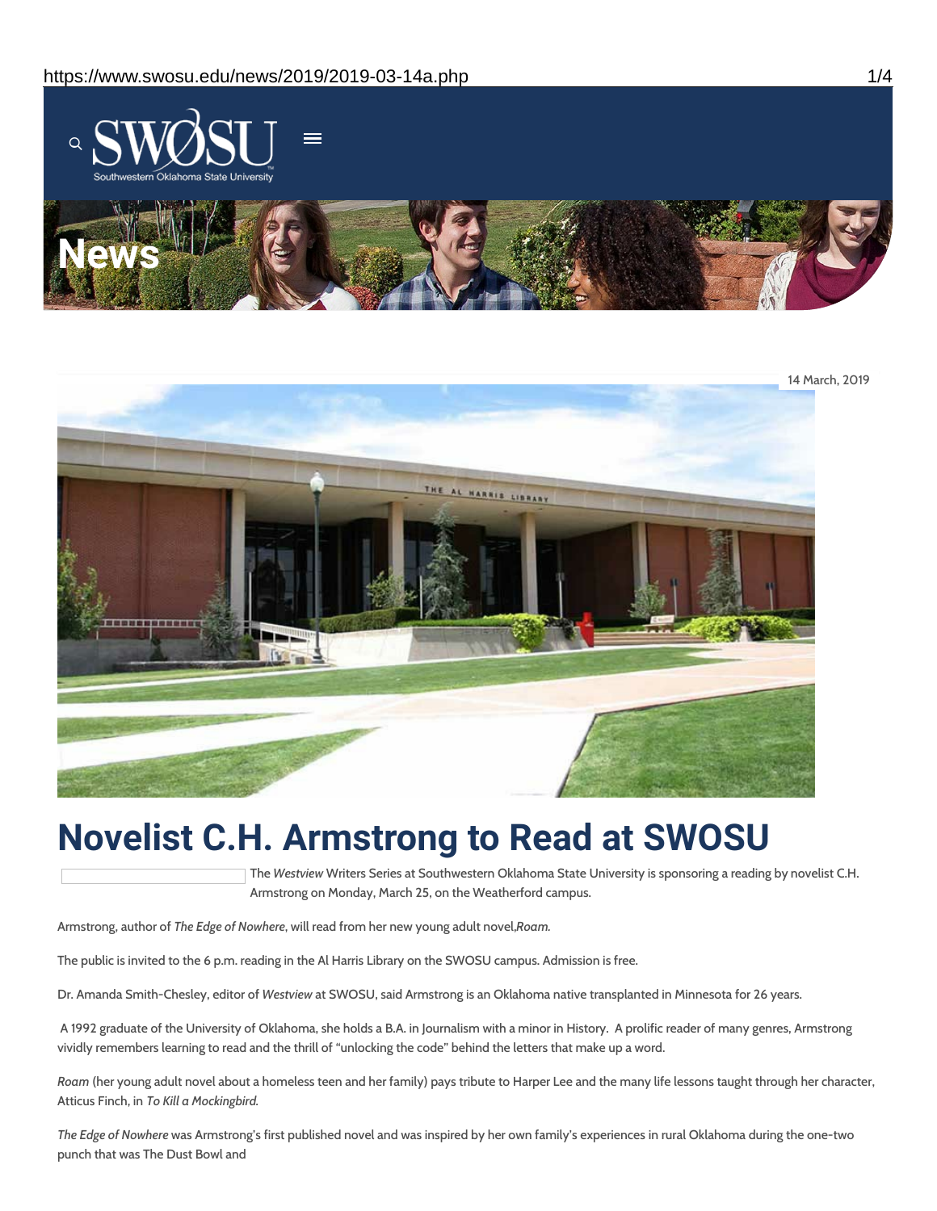14 March, 2019

# Novelist C.H. Armstrong to Read at SWOSU

The *Westview* Writers Series at Southwestern Oklahoma State University is sponsoring a reading by novelist C.H. Armstrong on Monday, March 25, on the Weatherford campus.

Armstrong, author of *The Edge of Nowhere*, will read from her new young adult novel,*Roam.*

The public is invited to the 6 p.m. reading in the Al Harris Library on the SWOSU campus. Admission is free.

Dr. Amanda Smith-Chesley, editor of *Westview* at SWOSU, said Armstrong is an Oklahoma native transplanted in Minnesota for 26 years.

A 1992 graduate of the University of Oklahoma, she holds a B.A. in Journalism with a minor in History. A prolific reader of many genres, Armstrong vividly remembers learning to read and the thrill of "unlocking the code" behind the letters that make up a word.

*Roam* (her young adult novel about a homeless teen and her family) pays tribute to Harper Lee and the many life lessons taught through her character, Atticus Finch, in *To Kill a Mockingbird.*

*The Edge of Nowhere* was Armstrong's first published novel and was inspired by her own family's experiences in rural Oklahoma during the one-two punch that was The Dust Bowl and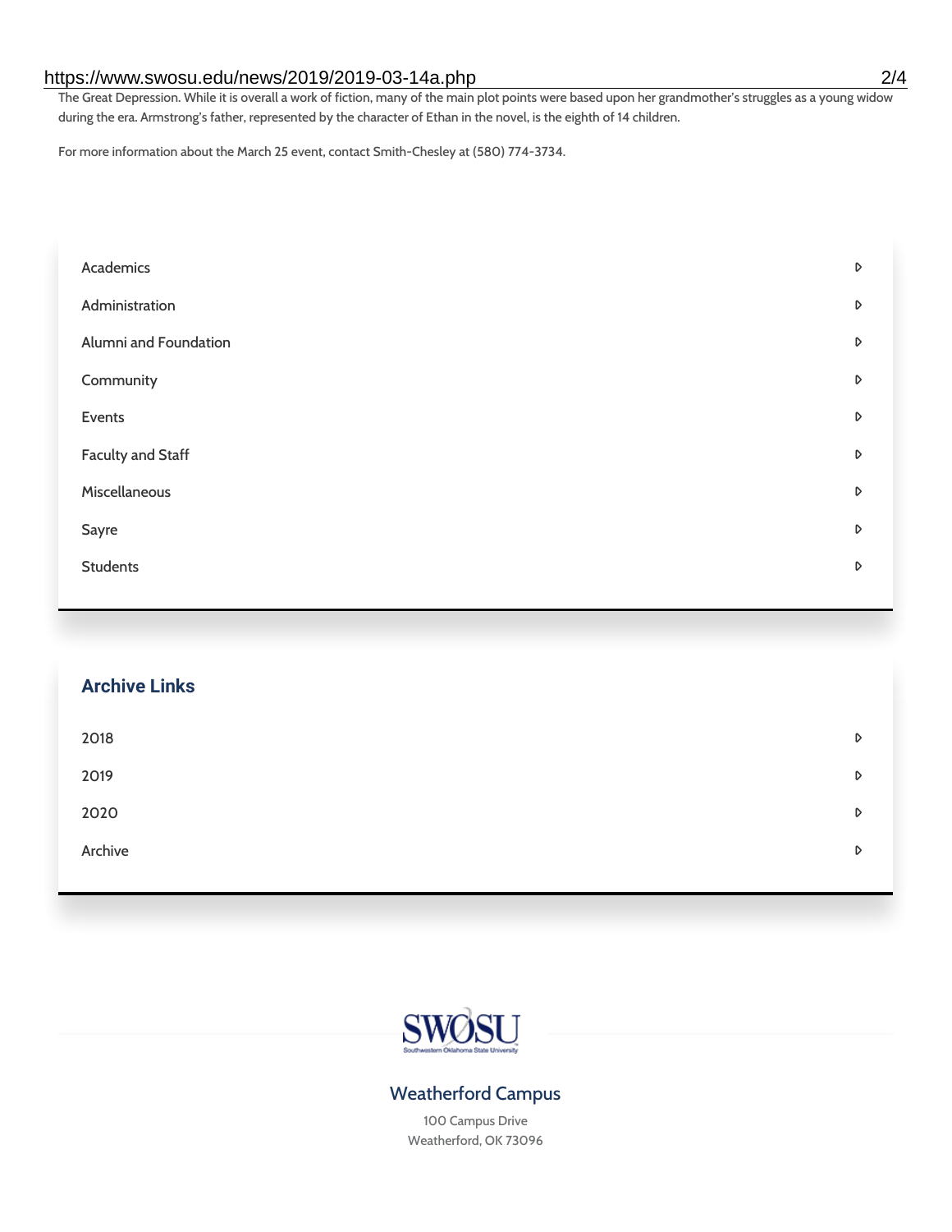The Great Depression. While it is overall a work of fiction, many of the main plot points were based upon her grandmother's struggles as a young widow during the era. Armstrong's father, represented by the character of Ethan in the novel, is the eighth of 14 children.

For more information about the March 25 event, contact Smith-Chesley at (580) 774-3734.

- Academics
- Administration
- Alumni and Foundation
- Community
- Events
- Faculty and Staff
- Miscellaneous
- Sayre
- Students

## Archive Links

- 2018
- 2019
- 2020
- Archive

SWOSU
Southwestern Oklahoma State University

### Weatherford Campus

100 Campus Drive
Weatherford, OK 73096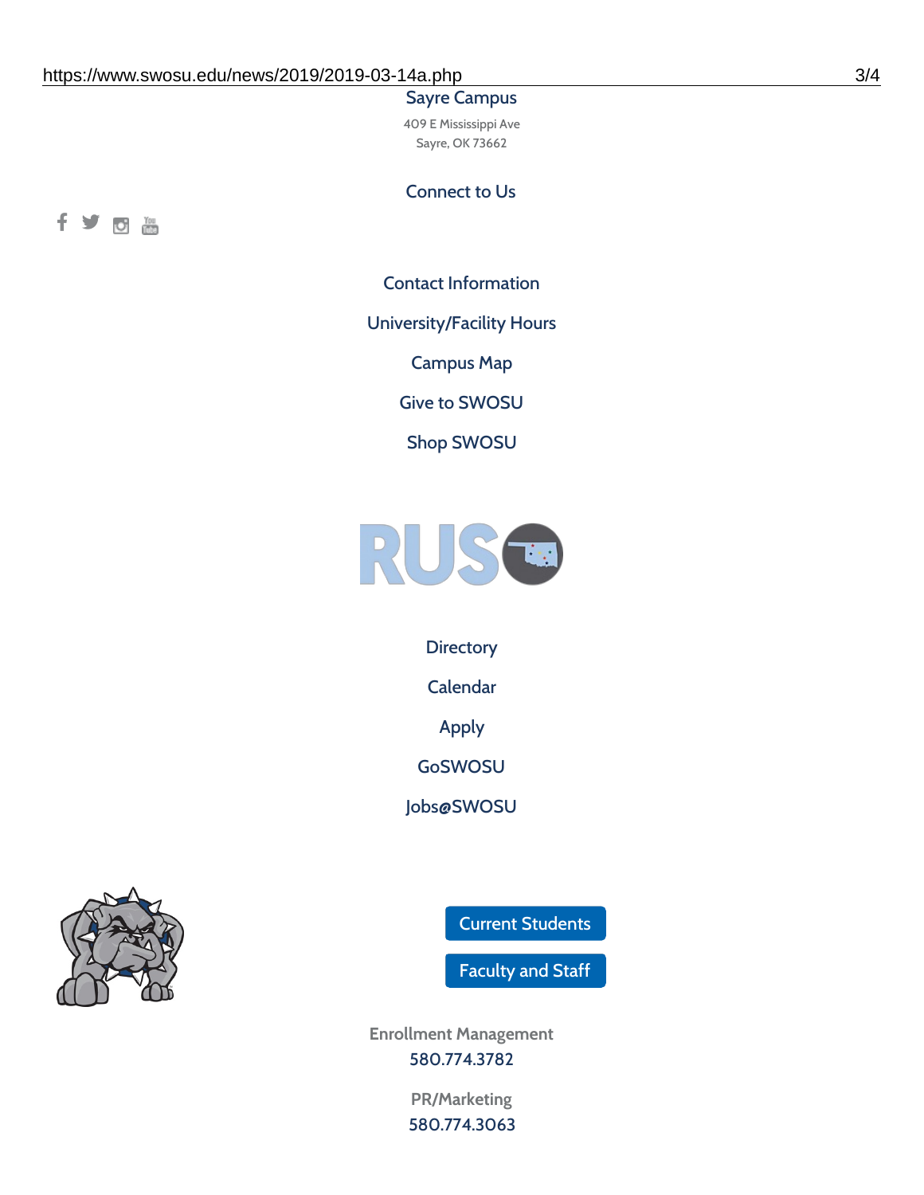Sayre Campus

409 E Mississippi Ave
Sayre, OK 73662

Connect to Us

Contact Information

University/Facility Hours

Campus Map

Give to SWOSU

Shop SWOSU

Directory

Calendar

Apply

GoSWOSU

Jobs@SWOSU

Current Students

Faculty and Staff

Enrollment Management
580.774.3782

PR/Marketing
580.774.3063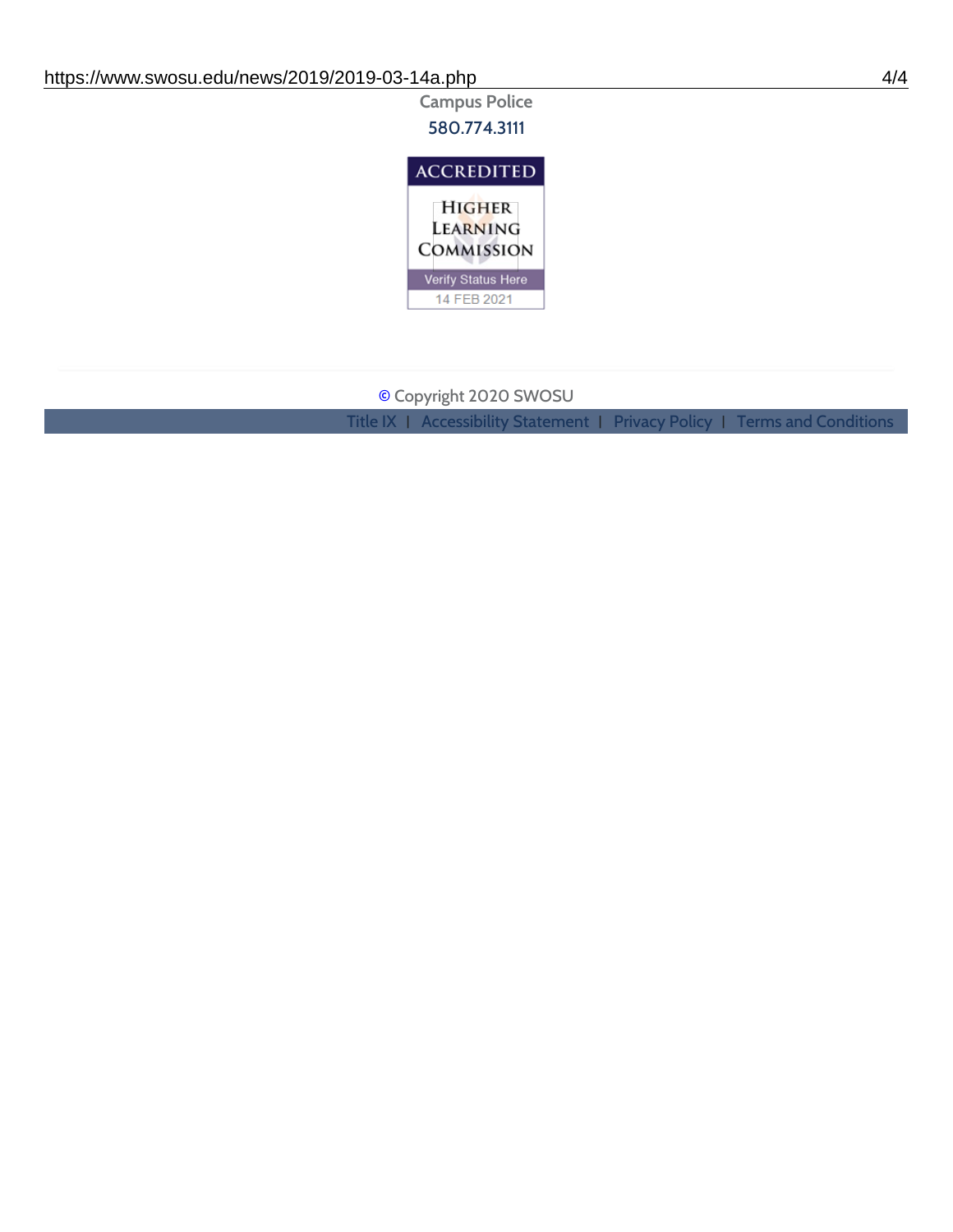Campus Police

580.774.3111

ACCREDITED

HIGHER LEARNING COMMISSION

Verify Status Here

14 FEB 2021

© Copyright 2020 SWOSU

Title IX | Accessibility Statement | Privacy Policy | Terms and Conditions